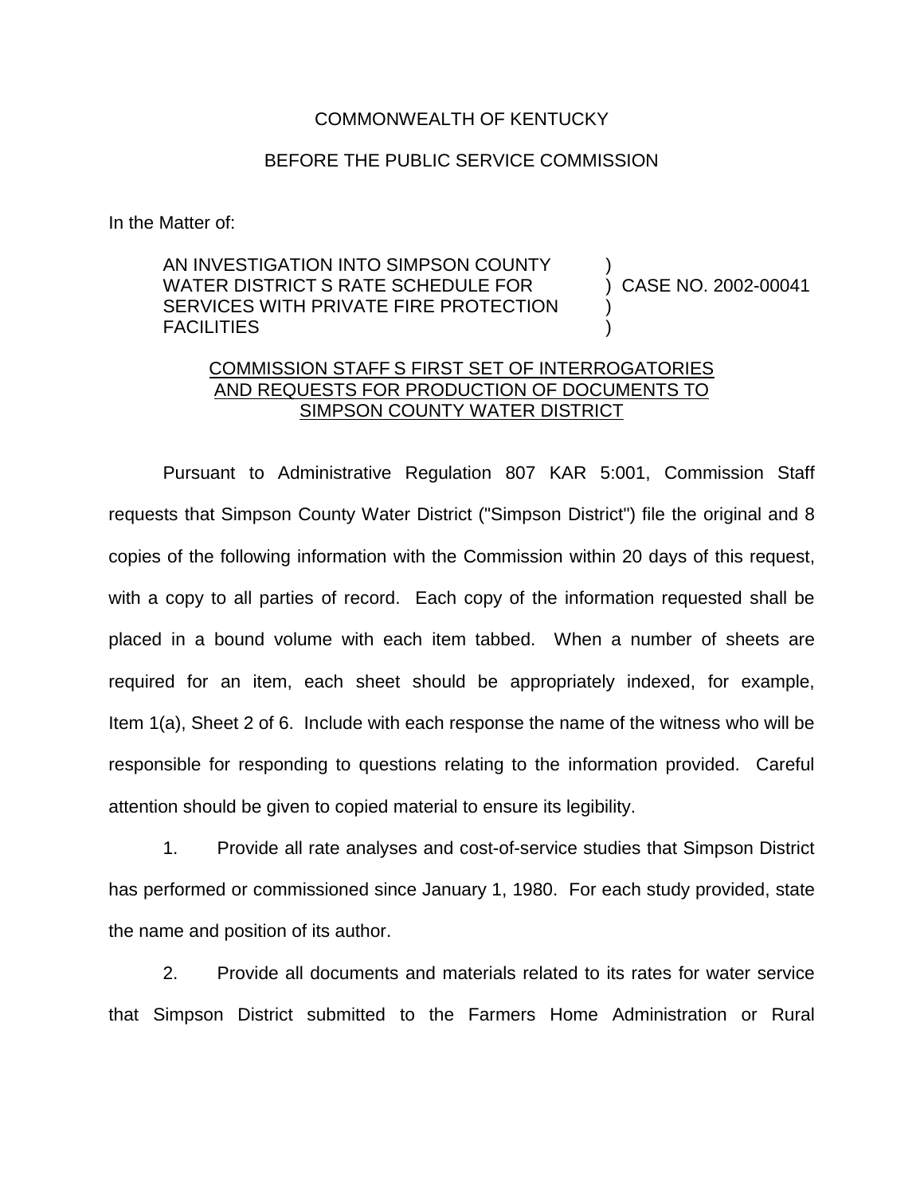COMMONWEALTH OF KENTUCKY

BEFORE THE PUBLIC SERVICE COMMISSION

In the Matter of:

AN INVESTIGATION INTO SIMPSON COUNTY WATER DISTRICT S RATE SCHEDULE FOR SERVICES WITH PRIVATE FIRE PROTECTION FACILITIES ) CASE NO. 2002-00041

COMMISSION STAFF S FIRST SET OF INTERROGATORIES AND REQUESTS FOR PRODUCTION OF DOCUMENTS TO SIMPSON COUNTY WATER DISTRICT

Pursuant to Administrative Regulation 807 KAR 5:001, Commission Staff requests that Simpson County Water District ("Simpson District") file the original and 8 copies of the following information with the Commission within 20 days of this request, with a copy to all parties of record. Each copy of the information requested shall be placed in a bound volume with each item tabbed. When a number of sheets are required for an item, each sheet should be appropriately indexed, for example, Item 1(a), Sheet 2 of 6. Include with each response the name of the witness who will be responsible for responding to questions relating to the information provided. Careful attention should be given to copied material to ensure its legibility.

1. Provide all rate analyses and cost-of-service studies that Simpson District has performed or commissioned since January 1, 1980. For each study provided, state the name and position of its author.

2. Provide all documents and materials related to its rates for water service that Simpson District submitted to the Farmers Home Administration or Rural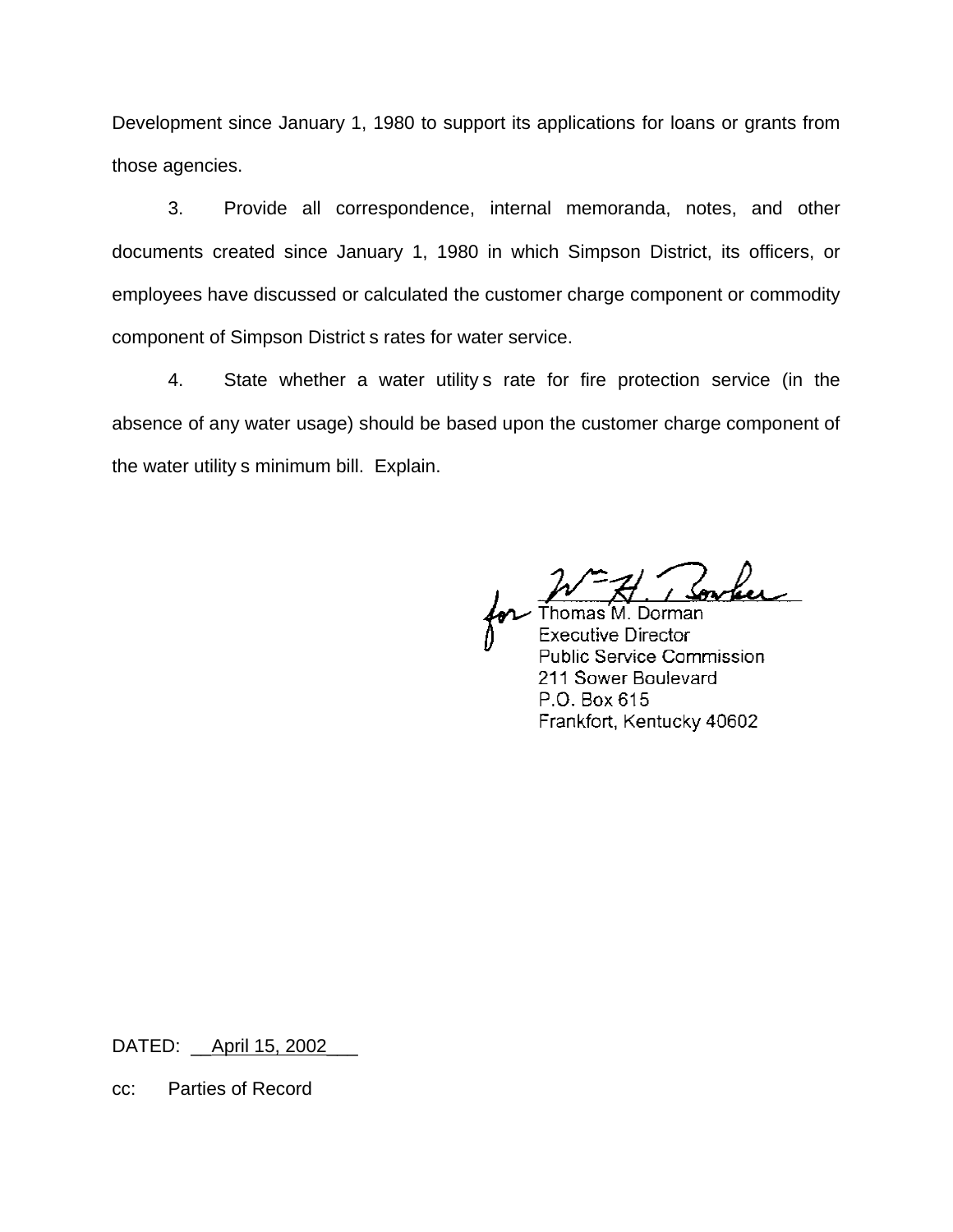Development since January 1, 1980 to support its applications for loans or grants from those agencies.

3. Provide all correspondence, internal memoranda, notes, and other documents created since January 1, 1980 in which Simpson District, its officers, or employees have discussed or calculated the customer charge component or commodity component of Simpson District s rates for water service.

4. State whether a water utility s rate for fire protection service (in the absence of any water usage) should be based upon the customer charge component of the water utility s minimum bill. Explain.

for W. H. Bowker
Thomas M. Dorman
Executive Director
Public Service Commission
211 Sower Boulevard
P.O. Box 615
Frankfort, Kentucky 40602

DATED: __April 15, 2002___

cc: Parties of Record